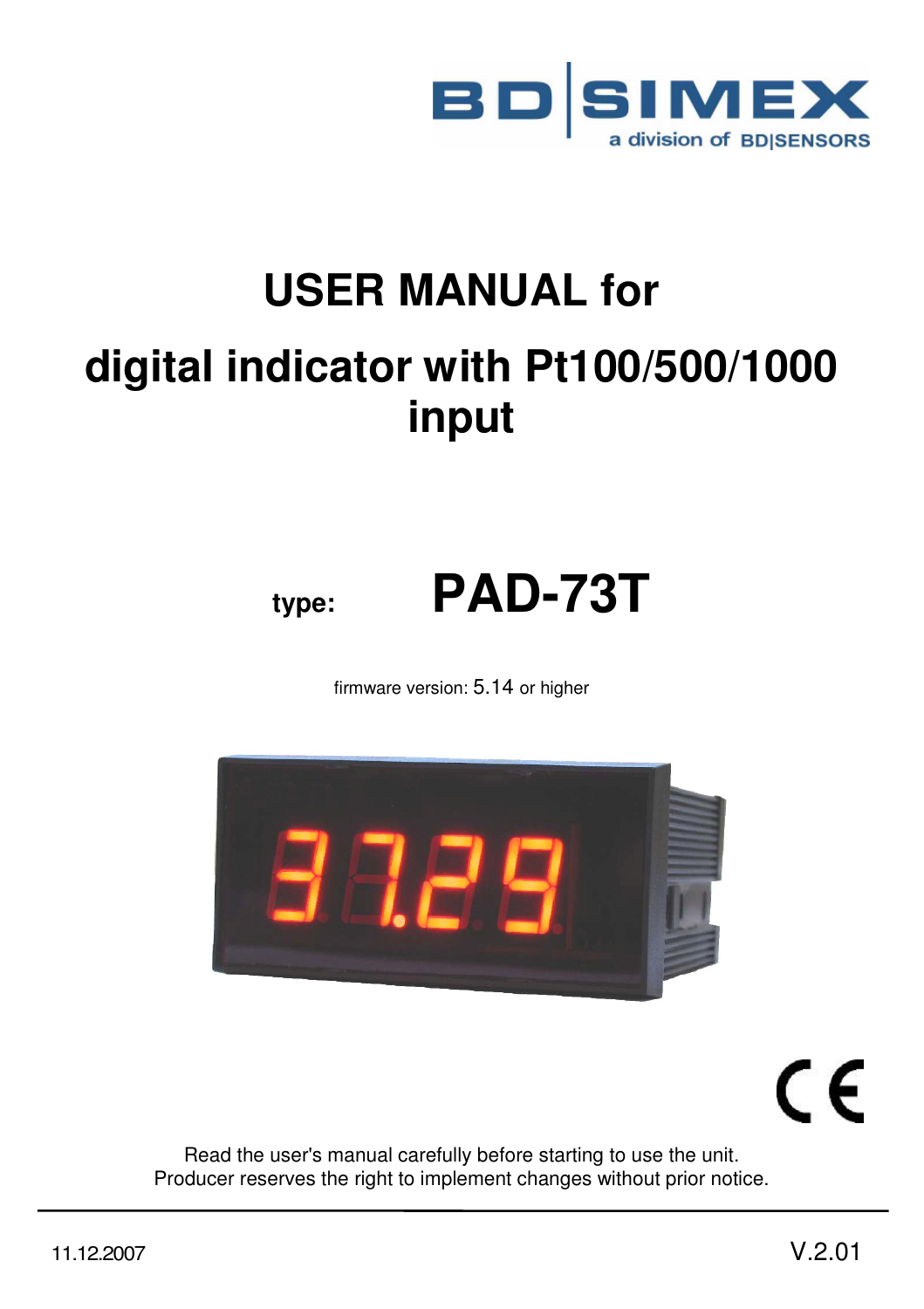BD|SIMEX

a division of BD|SENSORS

# USER MANUAL for

# digital indicator with Pt100/500/1000 input

**type:** **PAD-73T**

firmware version: 5.14 or higher

Read the user's manual carefully before starting to use the unit.
Producer reserves the right to implement changes without prior notice.

11.12.2007

V.2.01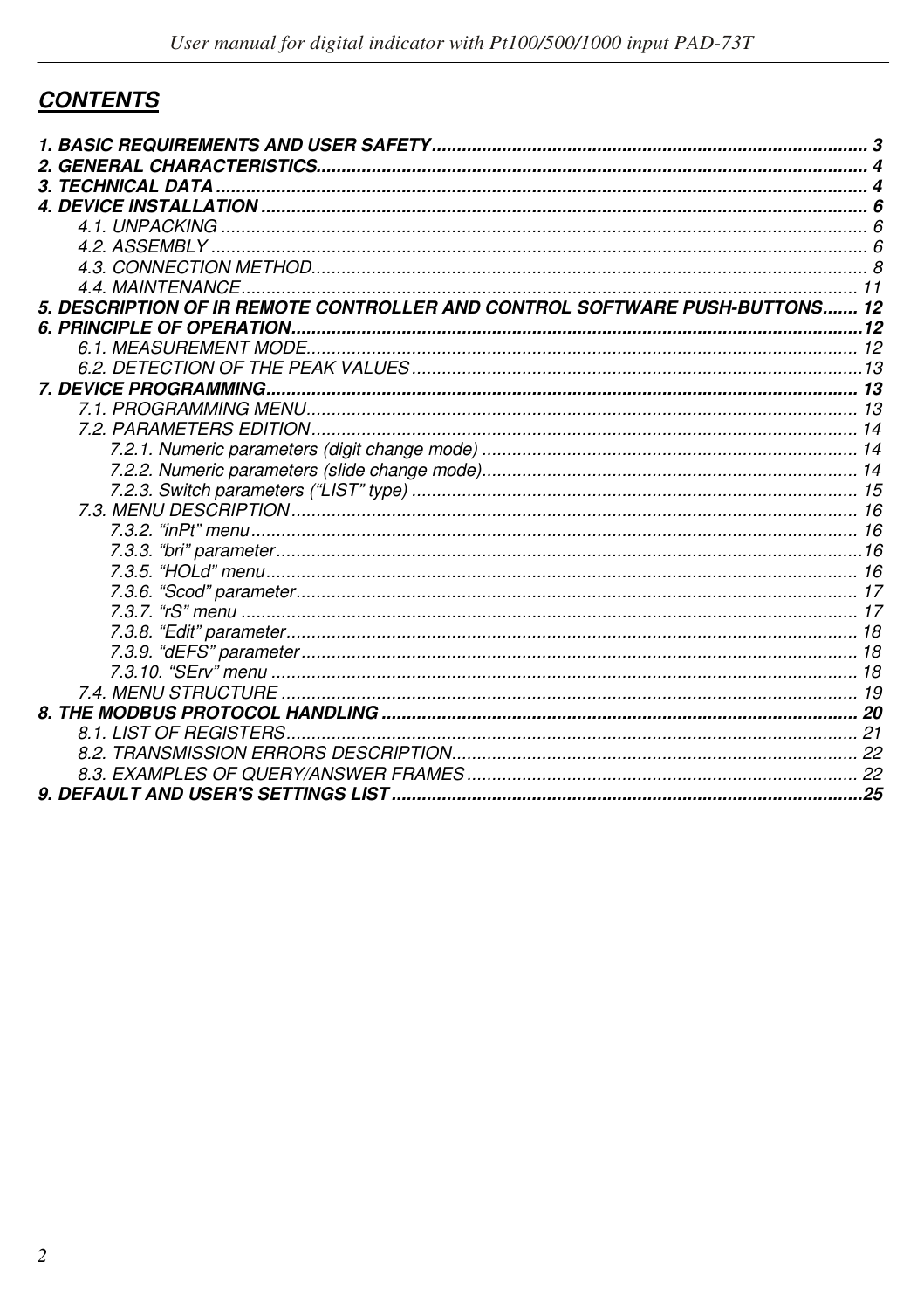## CONTENTS

**1. BASIC REQUIREMENTS AND USER SAFETY** ..... 3
**2. GENERAL CHARACTERISTICS** ..... 4
**3. TECHNICAL DATA** ..... 4
**4. DEVICE INSTALLATION** ..... 6
- 4.1. UNPACKING ..... 6
- 4.2. ASSEMBLY ..... 6
- 4.3. CONNECTION METHOD ..... 8
- 4.4. MAINTENANCE ..... 11

**5. DESCRIPTION OF IR REMOTE CONTROLLER AND CONTROL SOFTWARE PUSH-BUTTONS** ..... 12
**6. PRINCIPLE OF OPERATION** ..... 12
- 6.1. MEASUREMENT MODE ..... 12
- 6.2. DETECTION OF THE PEAK VALUES ..... 13

**7. DEVICE PROGRAMMING** ..... 13
- 7.1. PROGRAMMING MENU ..... 13
- 7.2. PARAMETERS EDITION ..... 14
  - 7.2.1. Numeric parameters (digit change mode) ..... 14
  - 7.2.2. Numeric parameters (slide change mode) ..... 14
  - 7.2.3. Switch parameters (“LIST” type) ..... 15
- 7.3. MENU DESCRIPTION ..... 16
  - 7.3.2. “inPt” menu ..... 16
  - 7.3.3. “bri” parameter ..... 16
  - 7.3.5. “HOLd” menu ..... 16
  - 7.3.6. “Scod” parameter ..... 17
  - 7.3.7. “rS” menu ..... 17
  - 7.3.8. “Edit” parameter ..... 18
  - 7.3.9. “dEFS” parameter ..... 18
  - 7.3.10. “SErv” menu ..... 18
- 7.4. MENU STRUCTURE ..... 19

**8. THE MODBUS PROTOCOL HANDLING** ..... 20
- 8.1. LIST OF REGISTERS ..... 21
- 8.2. TRANSMISSION ERRORS DESCRIPTION ..... 22
- 8.3. EXAMPLES OF QUERY/ANSWER FRAMES ..... 22

**9. DEFAULT AND USER'S SETTINGS LIST** ..... 25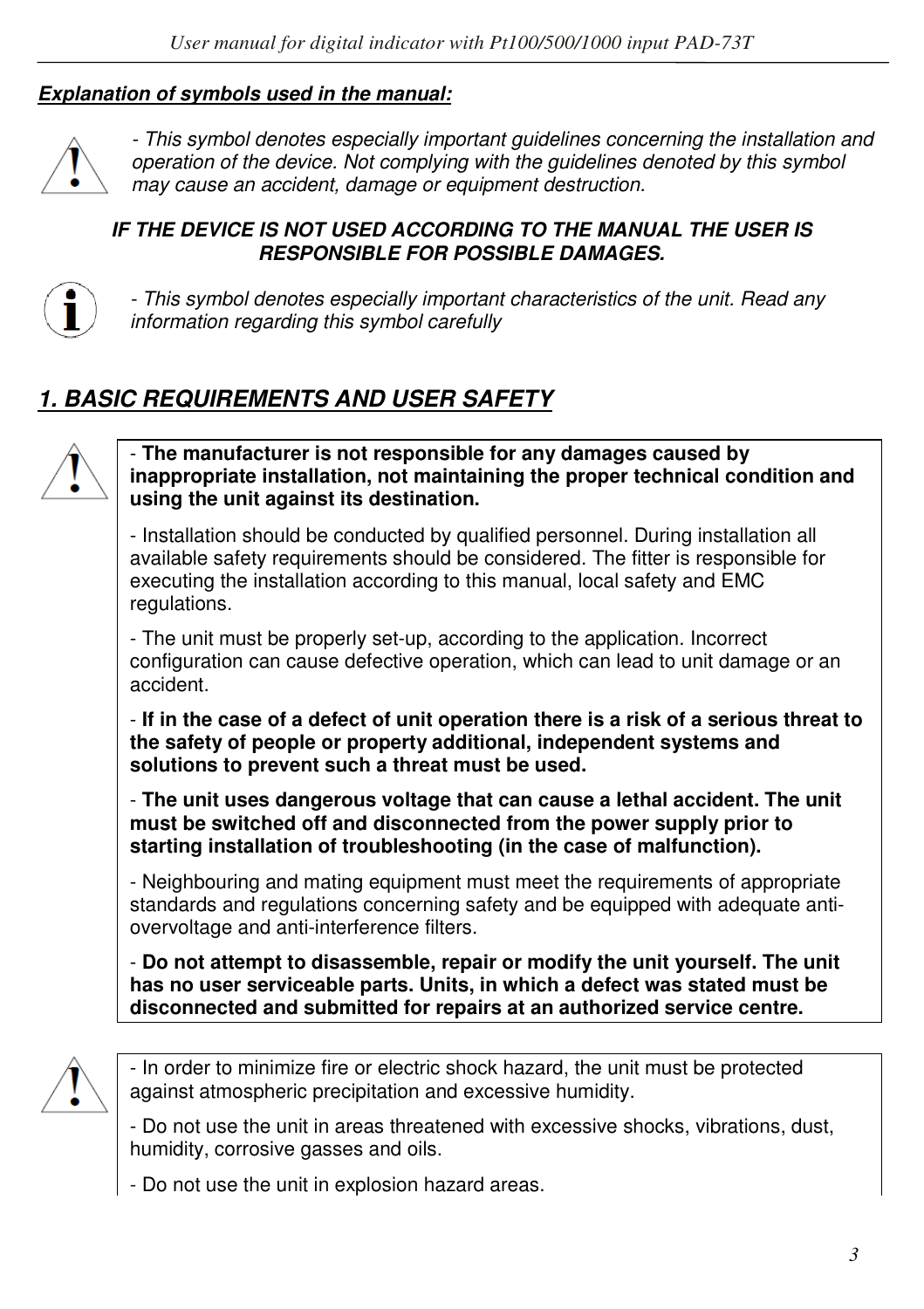***Explanation of symbols used in the manual:***

*- This symbol denotes especially important guidelines concerning the installation and operation of the device. Not complying with the guidelines denoted by this symbol may cause an accident, damage or equipment destruction.*

***IF THE DEVICE IS NOT USED ACCORDING TO THE MANUAL THE USER IS RESPONSIBLE FOR POSSIBLE DAMAGES.***

*- This symbol denotes especially important characteristics of the unit. Read any information regarding this symbol carefully*

## *1. BASIC REQUIREMENTS AND USER SAFETY*

- **The manufacturer is not responsible for any damages caused by inappropriate installation, not maintaining the proper technical condition and using the unit against its destination.**

- Installation should be conducted by qualified personnel. During installation all available safety requirements should be considered. The fitter is responsible for executing the installation according to this manual, local safety and EMC regulations.

- The unit must be properly set-up, according to the application. Incorrect configuration can cause defective operation, which can lead to unit damage or an accident.

- **If in the case of a defect of unit operation there is a risk of a serious threat to the safety of people or property additional, independent systems and solutions to prevent such a threat must be used.**

- **The unit uses dangerous voltage that can cause a lethal accident. The unit must be switched off and disconnected from the power supply prior to starting installation of troubleshooting (in the case of malfunction).**

- Neighbouring and mating equipment must meet the requirements of appropriate standards and regulations concerning safety and be equipped with adequate anti-overvoltage and anti-interference filters.

- **Do not attempt to disassemble, repair or modify the unit yourself. The unit has no user serviceable parts. Units, in which a defect was stated must be disconnected and submitted for repairs at an authorized service centre.**

- In order to minimize fire or electric shock hazard, the unit must be protected against atmospheric precipitation and excessive humidity.

- Do not use the unit in areas threatened with excessive shocks, vibrations, dust, humidity, corrosive gasses and oils.

- Do not use the unit in explosion hazard areas.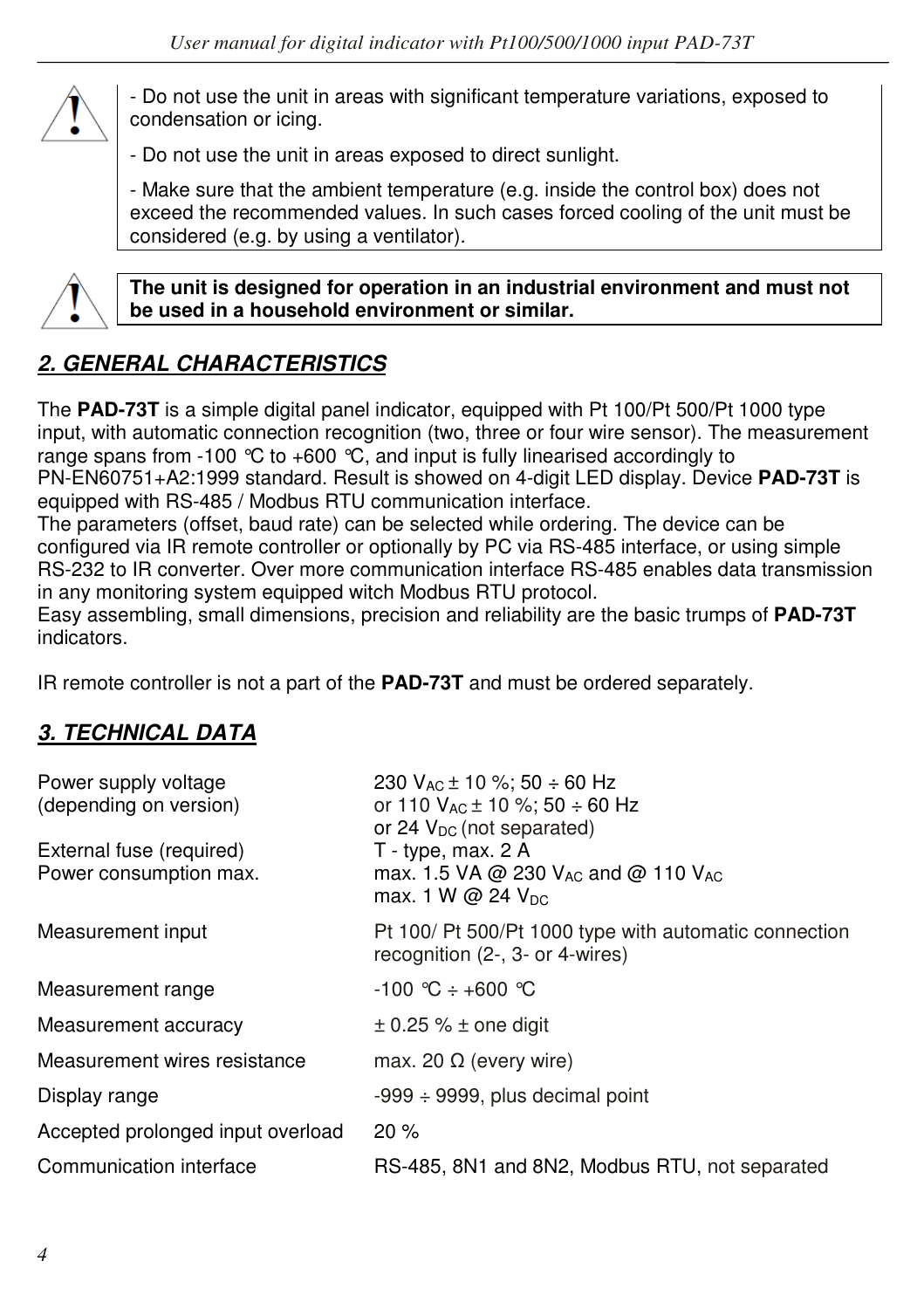- Do not use the unit in areas with significant temperature variations, exposed to condensation or icing.

- Do not use the unit in areas exposed to direct sunlight.

- Make sure that the ambient temperature (e.g. inside the control box) does not exceed the recommended values. In such cases forced cooling of the unit must be considered (e.g. by using a ventilator).

**The unit is designed for operation in an industrial environment and must not be used in a household environment or similar.**

## *2. GENERAL CHARACTERISTICS*

The **PAD-73T** is a simple digital panel indicator, equipped with Pt 100/Pt 500/Pt 1000 type input, with automatic connection recognition (two, three or four wire sensor). The measurement range spans from -100 °C to +600 °C, and input is fully linearised accordingly to PN-EN60751+A2:1999 standard. Result is showed on 4-digit LED display. Device **PAD-73T** is equipped with RS-485 / Modbus RTU communication interface.
The parameters (offset, baud rate) can be selected while ordering. The device can be configured via IR remote controller or optionally by PC via RS-485 interface, or using simple RS-232 to IR converter. Over more communication interface RS-485 enables data transmission in any monitoring system equipped witch Modbus RTU protocol.
Easy assembling, small dimensions, precision and reliability are the basic trumps of **PAD-73T** indicators.

IR remote controller is not a part of the **PAD-73T** and must be ordered separately.

## *3. TECHNICAL DATA*

| | |
|---|---|
| Power supply voltage (depending on version) | 230 $V_{AC}$ ± 10 %; 50 ÷ 60 Hz or 110 $V_{AC}$ ± 10 %; 50 ÷ 60 Hz or 24 $V_{DC}$ (not separated) |
| External fuse (required) | T - type, max. 2 A |
| Power consumption max. | max. 1.5 VA @ 230 $V_{AC}$ and @ 110 $V_{AC}$ max. 1 W @ 24 $V_{DC}$ |
| Measurement input | Pt 100/ Pt 500/Pt 1000 type with automatic connection recognition (2-, 3- or 4-wires) |
| Measurement range | -100 °C ÷ +600 °C |
| Measurement accuracy | ± 0.25 % ± one digit |
| Measurement wires resistance | max. 20 Ω (every wire) |
| Display range | -999 ÷ 9999, plus decimal point |
| Accepted prolonged input overload | 20 % |
| Communication interface | RS-485, 8N1 and 8N2, Modbus RTU, not separated |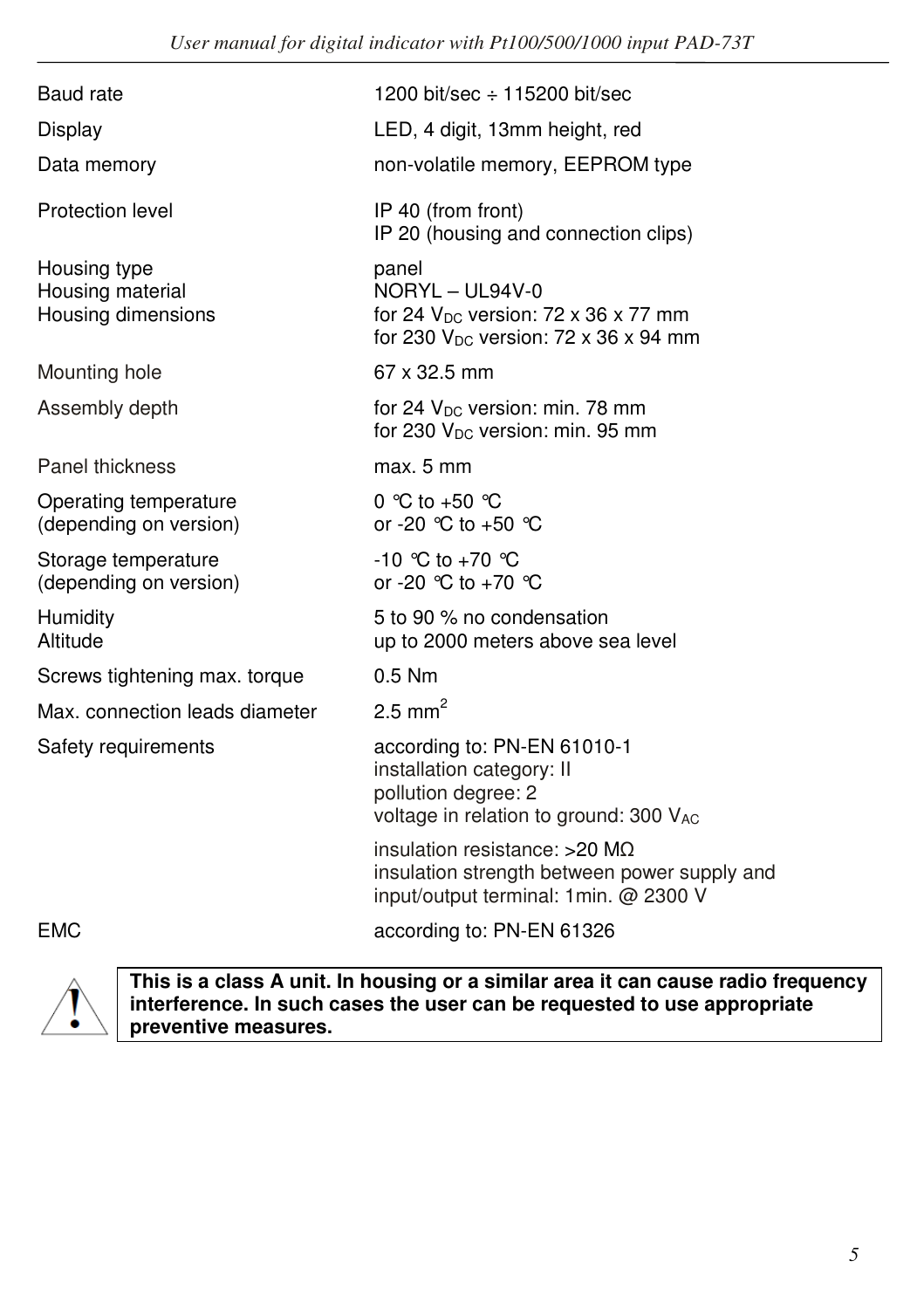| | |
|---|---|
| Baud rate | 1200 bit/sec ÷ 115200 bit/sec |
| Display | LED, 4 digit, 13mm height, red |
| Data memory | non-volatile memory, EEPROM type |
| Protection level | IP 40 (from front)<br>IP 20 (housing and connection clips) |
| Housing type | panel |
| Housing material | NORYL – UL94V-0 |
| Housing dimensions | for 24 $V_{DC}$ version: 72 x 36 x 77 mm<br>for 230 $V_{DC}$ version: 72 x 36 x 94 mm |
| Mounting hole | 67 x 32.5 mm |
| Assembly depth | for 24 $V_{DC}$ version: min. 78 mm<br>for 230 $V_{DC}$ version: min. 95 mm |
| Panel thickness | max. 5 mm |
| Operating temperature<br>(depending on version) | 0 °C to +50 °C<br>or -20 °C to +50 °C |
| Storage temperature<br>(depending on version) | -10 °C to +70 °C<br>or -20 °C to +70 °C |
| Humidity | 5 to 90 % no condensation |
| Altitude | up to 2000 meters above sea level |
| Screws tightening max. torque | 0.5 Nm |
| Max. connection leads diameter | 2.5 $mm^2$ |
| Safety requirements | according to: PN-EN 61010-1<br>installation category: II<br>pollution degree: 2<br>voltage in relation to ground: 300 $V_{AC}$<br>insulation resistance: >20 MΩ<br>insulation strength between power supply and input/output terminal: 1min. @ 2300 V |
| EMC | according to: PN-EN 61326 |

**This is a class A unit. In housing or a similar area it can cause radio frequency interference. In such cases the user can be requested to use appropriate preventive measures.**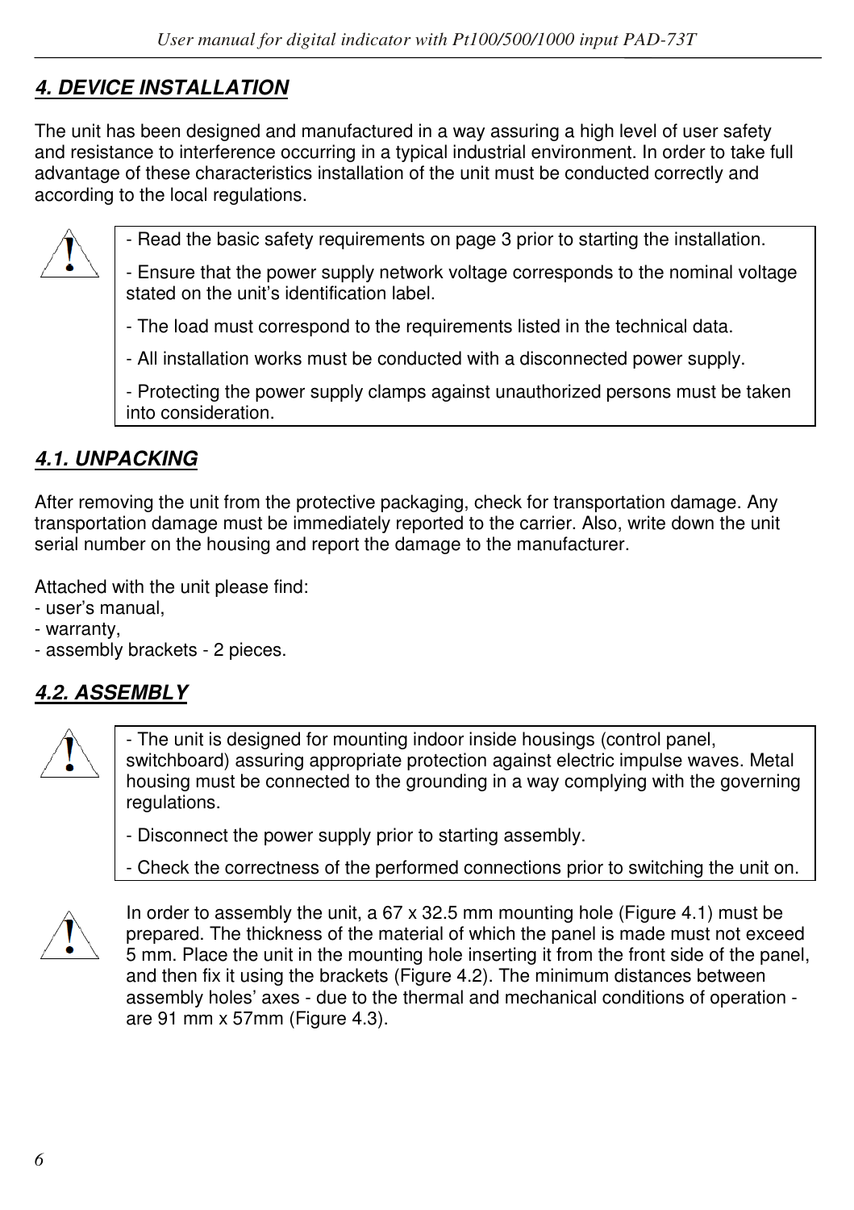## *4. DEVICE INSTALLATION*

The unit has been designed and manufactured in a way assuring a high level of user safety and resistance to interference occurring in a typical industrial environment. In order to take full advantage of these characteristics installation of the unit must be conducted correctly and according to the local regulations.

> - Read the basic safety requirements on page 3 prior to starting the installation.
>
> - Ensure that the power supply network voltage corresponds to the nominal voltage stated on the unit's identification label.
>
> - The load must correspond to the requirements listed in the technical data.
>
> - All installation works must be conducted with a disconnected power supply.
>
> - Protecting the power supply clamps against unauthorized persons must be taken into consideration.

### *4.1. UNPACKING*

After removing the unit from the protective packaging, check for transportation damage. Any transportation damage must be immediately reported to the carrier. Also, write down the unit serial number on the housing and report the damage to the manufacturer.

Attached with the unit please find:
- user's manual,
- warranty,
- assembly brackets - 2 pieces.

### *4.2. ASSEMBLY*

> - The unit is designed for mounting indoor inside housings (control panel, switchboard) assuring appropriate protection against electric impulse waves. Metal housing must be connected to the grounding in a way complying with the governing regulations.
>
> - Disconnect the power supply prior to starting assembly.
>
> - Check the correctness of the performed connections prior to switching the unit on.

In order to assembly the unit, a 67 x 32.5 mm mounting hole (Figure 4.1) must be prepared. The thickness of the material of which the panel is made must not exceed 5 mm. Place the unit in the mounting hole inserting it from the front side of the panel, and then fix it using the brackets (Figure 4.2). The minimum distances between assembly holes' axes - due to the thermal and mechanical conditions of operation - are 91 mm x 57mm (Figure 4.3).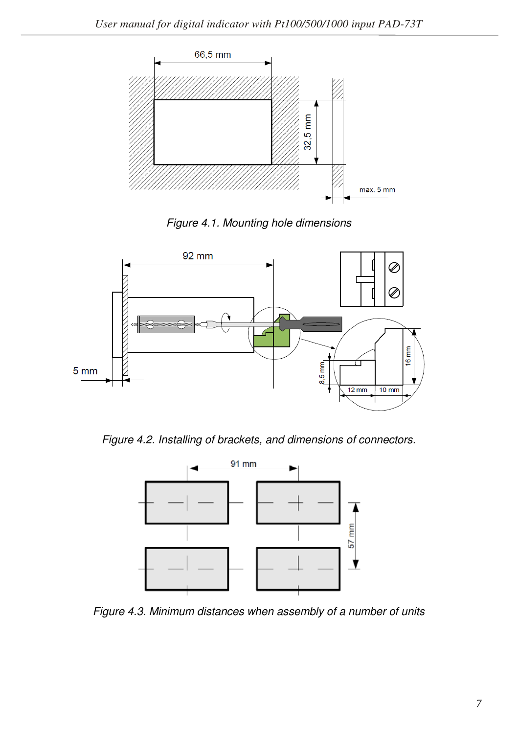66,5 mm

32,5 mm

max. 5 mm

*Figure 4.1. Mounting hole dimensions*

92 mm

5 mm

8,5 mm

12 mm

10 mm

16 mm

*Figure 4.2. Installing of brackets, and dimensions of connectors.*

91 mm

57 mm

*Figure 4.3. Minimum distances when assembly of a number of units*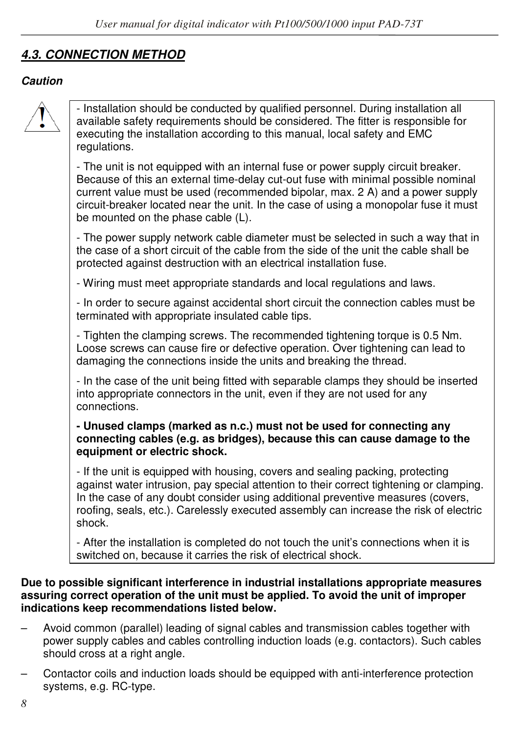## *4.3. CONNECTION METHOD*

***Caution***

- Installation should be conducted by qualified personnel. During installation all available safety requirements should be considered. The fitter is responsible for executing the installation according to this manual, local safety and EMC regulations.

- The unit is not equipped with an internal fuse or power supply circuit breaker. Because of this an external time-delay cut-out fuse with minimal possible nominal current value must be used (recommended bipolar, max. 2 A) and a power supply circuit-breaker located near the unit. In the case of using a monopolar fuse it must be mounted on the phase cable (L).

- The power supply network cable diameter must be selected in such a way that in the case of a short circuit of the cable from the side of the unit the cable shall be protected against destruction with an electrical installation fuse.

- Wiring must meet appropriate standards and local regulations and laws.

- In order to secure against accidental short circuit the connection cables must be terminated with appropriate insulated cable tips.

- Tighten the clamping screws. The recommended tightening torque is 0.5 Nm. Loose screws can cause fire or defective operation. Over tightening can lead to damaging the connections inside the units and breaking the thread.

- In the case of the unit being fitted with separable clamps they should be inserted into appropriate connectors in the unit, even if they are not used for any connections.

**- Unused clamps (marked as n.c.) must not be used for connecting any connecting cables (e.g. as bridges), because this can cause damage to the equipment or electric shock.**

- If the unit is equipped with housing, covers and sealing packing, protecting against water intrusion, pay special attention to their correct tightening or clamping. In the case of any doubt consider using additional preventive measures (covers, roofing, seals, etc.). Carelessly executed assembly can increase the risk of electric shock.

- After the installation is completed do not touch the unit's connections when it is switched on, because it carries the risk of electrical shock.

**Due to possible significant interference in industrial installations appropriate measures assuring correct operation of the unit must be applied. To avoid the unit of improper indications keep recommendations listed below.**

– Avoid common (parallel) leading of signal cables and transmission cables together with power supply cables and cables controlling induction loads (e.g. contactors). Such cables should cross at a right angle.

– Contactor coils and induction loads should be equipped with anti-interference protection systems, e.g. RC-type.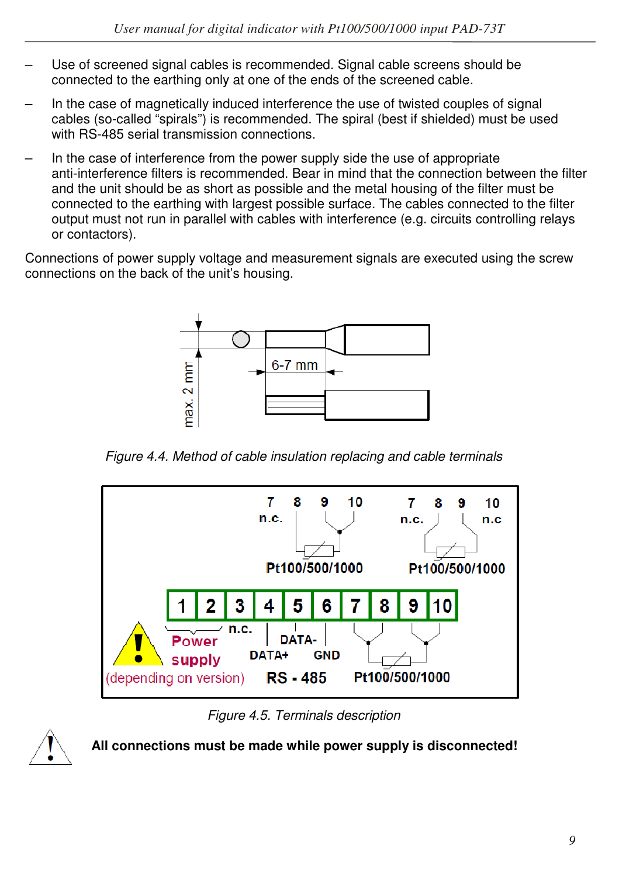– Use of screened signal cables is recommended. Signal cable screens should be connected to the earthing only at one of the ends of the screened cable.

– In the case of magnetically induced interference the use of twisted couples of signal cables (so-called “spirals”) is recommended. The spiral (best if shielded) must be used with RS-485 serial transmission connections.

– In the case of interference from the power supply side the use of appropriate anti-interference filters is recommended. Bear in mind that the connection between the filter and the unit should be as short as possible and the metal housing of the filter must be connected to the earthing with largest possible surface. The cables connected to the filter output must not run in parallel with cables with interference (e.g. circuits controlling relays or contactors).

Connections of power supply voltage and measurement signals are executed using the screw connections on the back of the unit’s housing.

*Figure 4.4. Method of cable insulation replacing and cable terminals*

*Figure 4.5. Terminals description*

**All connections must be made while power supply is disconnected!**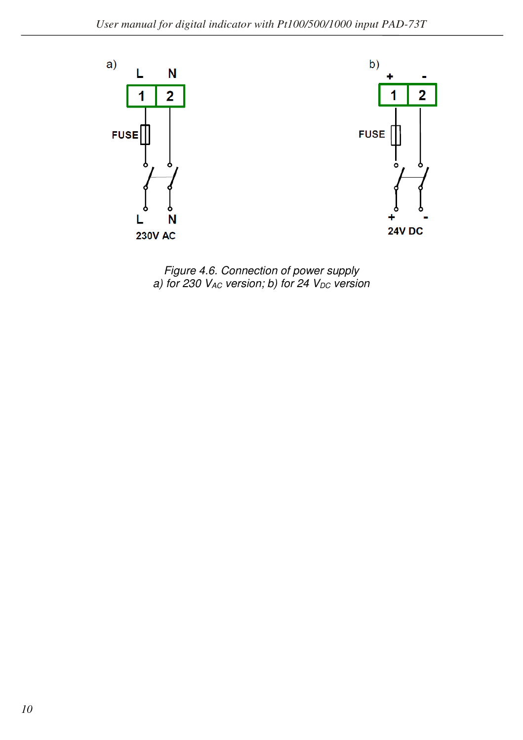a)

L N

1 2

FUSE

L N

230V AC

b)

\+ -

1 2

FUSE

\+ -

24V DC

*Figure 4.6. Connection of power supply*
*a) for 230 $V_{AC}$ version; b) for 24 $V_{DC}$ version*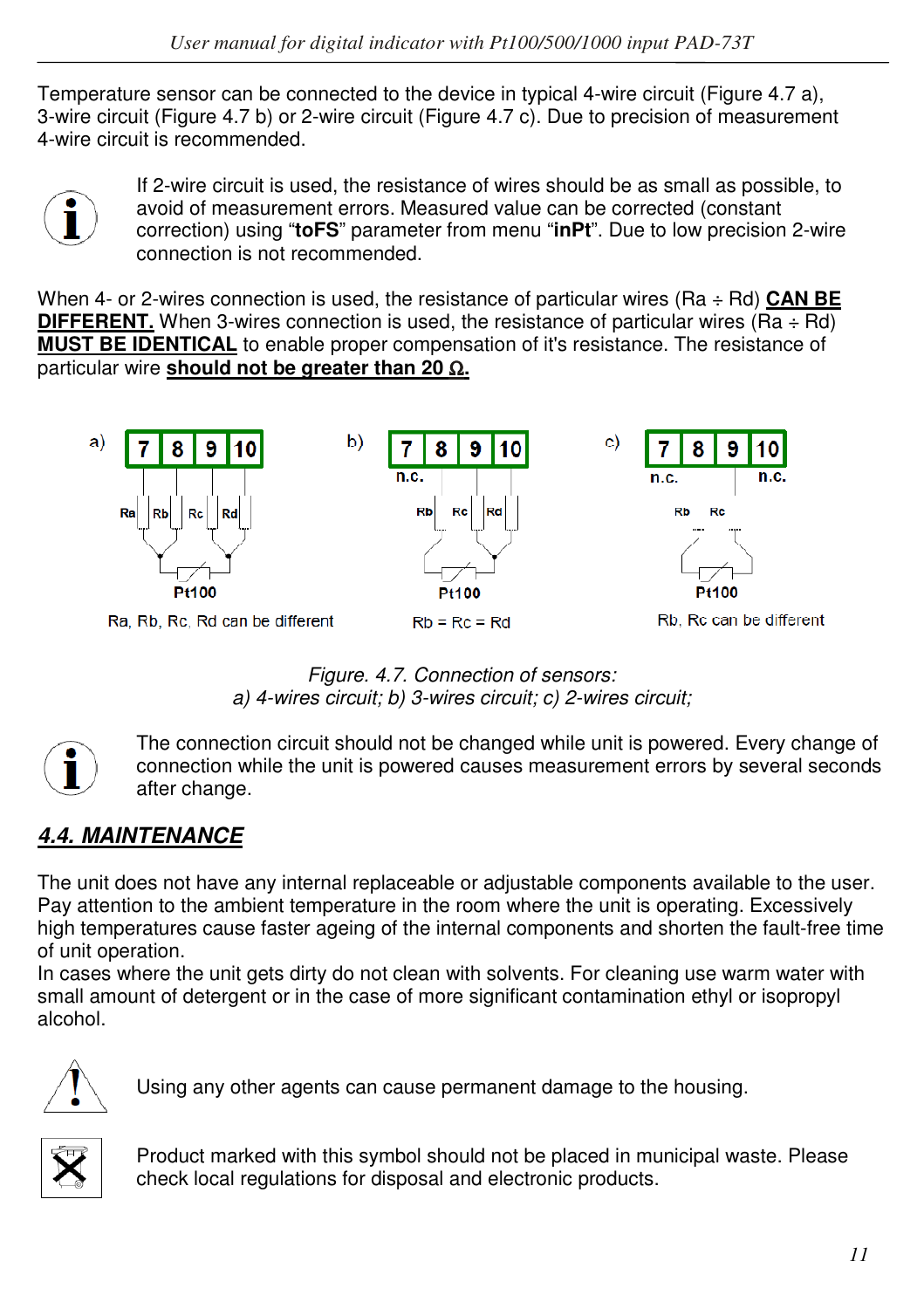Temperature sensor can be connected to the device in typical 4-wire circuit (Figure 4.7 a), 3-wire circuit (Figure 4.7 b) or 2-wire circuit (Figure 4.7 c). Due to precision of measurement 4-wire circuit is recommended.

If 2-wire circuit is used, the resistance of wires should be as small as possible, to avoid of measurement errors. Measured value can be corrected (constant correction) using "**toFS**" parameter from menu "**inPt**". Due to low precision 2-wire connection is not recommended.

When 4- or 2-wires connection is used, the resistance of particular wires (Ra ÷ Rd) **CAN BE DIFFERENT.** When 3-wires connection is used, the resistance of particular wires (Ra ÷ Rd) **MUST BE IDENTICAL** to enable proper compensation of it's resistance. The resistance of particular wire **should not be greater than 20 Ω.**

a) 7 8 9 10 — Ra, Rb, Rc, Rd — Pt100 — Ra, Rb, Rc, Rd can be different

b) 7 8 9 10 — n.c. — Rb, Rc, Rd — Pt100 — Rb = Rc = Rd

c) 7 8 9 10 — n.c., n.c. — Rb, Rc — Pt100 — Rb, Rc can be different

*Figure. 4.7. Connection of sensors:*
*a) 4-wires circuit; b) 3-wires circuit; c) 2-wires circuit;*

The connection circuit should not be changed while unit is powered. Every change of connection while the unit is powered causes measurement errors by several seconds after change.

## *4.4. MAINTENANCE*

The unit does not have any internal replaceable or adjustable components available to the user. Pay attention to the ambient temperature in the room where the unit is operating. Excessively high temperatures cause faster ageing of the internal components and shorten the fault-free time of unit operation.
In cases where the unit gets dirty do not clean with solvents. For cleaning use warm water with small amount of detergent or in the case of more significant contamination ethyl or isopropyl alcohol.

Using any other agents can cause permanent damage to the housing.

Product marked with this symbol should not be placed in municipal waste. Please check local regulations for disposal and electronic products.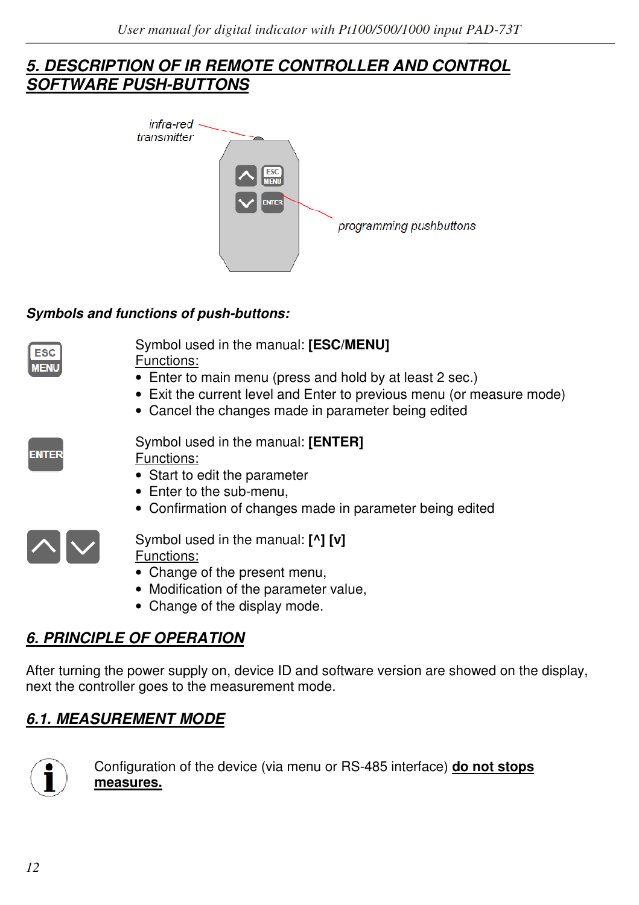## 5. DESCRIPTION OF IR REMOTE CONTROLLER AND CONTROL SOFTWARE PUSH-BUTTONS

infra-red transmitter

programming pushbuttons

***Symbols and functions of push-buttons:***

Symbol used in the manual: **[ESC/MENU]**
Functions:
- Enter to main menu (press and hold by at least 2 sec.)
- Exit the current level and Enter to previous menu (or measure mode)
- Cancel the changes made in parameter being edited

Symbol used in the manual: **[ENTER]**
Functions:
- Start to edit the parameter
- Enter to the sub-menu,
- Confirmation of changes made in parameter being edited

Symbol used in the manual: **[^] [v]**
Functions:
- Change of the present menu,
- Modification of the parameter value,
- Change of the display mode.

## 6. PRINCIPLE OF OPERATION

After turning the power supply on, device ID and software version are showed on the display, next the controller goes to the measurement mode.

### 6.1. MEASUREMENT MODE

Configuration of the device (via menu or RS-485 interface) **do not stops measures.**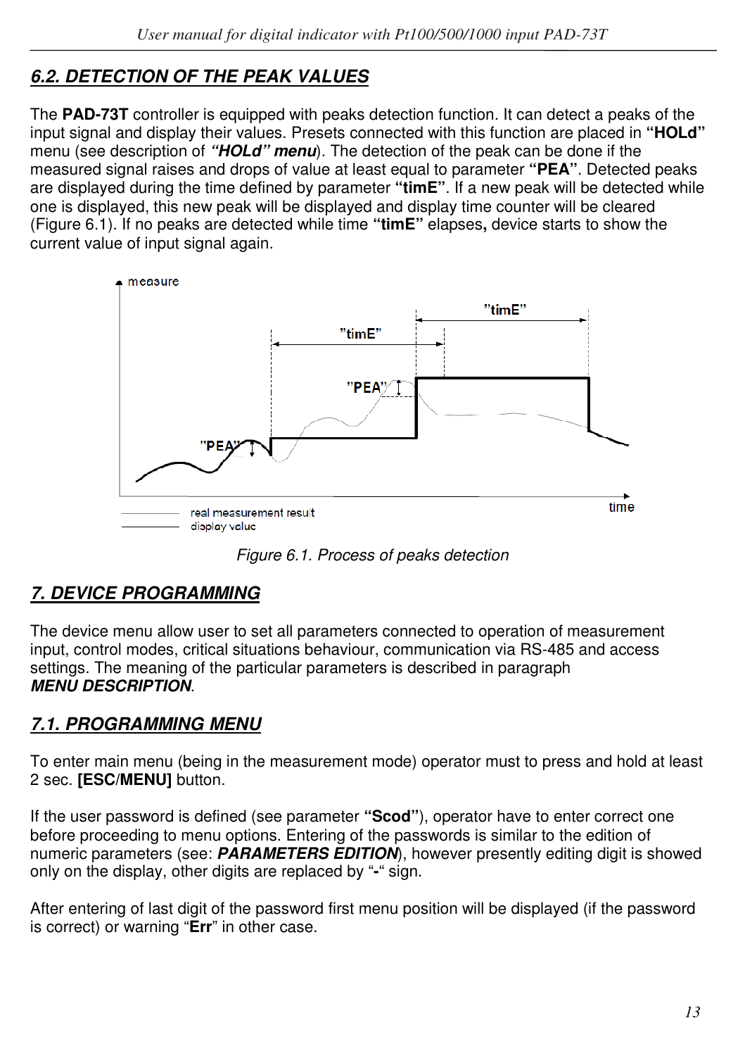## *6.2. DETECTION OF THE PEAK VALUES*

The **PAD-73T** controller is equipped with peaks detection function. It can detect a peaks of the input signal and display their values. Presets connected with this function are placed in **"HOLd"** menu (see description of ***"HOLd" menu***). The detection of the peak can be done if the measured signal raises and drops of value at least equal to parameter **"PEA"**. Detected peaks are displayed during the time defined by parameter **"timE"**. If a new peak will be detected while one is displayed, this new peak will be displayed and display time counter will be cleared (Figure 6.1). If no peaks are detected while time **"timE"** elapses**,** device starts to show the current value of input signal again.

*Figure 6.1. Process of peaks detection*

## *7. DEVICE PROGRAMMING*

The device menu allow user to set all parameters connected to operation of measurement input, control modes, critical situations behaviour, communication via RS-485 and access settings. The meaning of the particular parameters is described in paragraph ***MENU DESCRIPTION***.

## *7.1. PROGRAMMING MENU*

To enter main menu (being in the measurement mode) operator must to press and hold at least 2 sec. **[ESC/MENU]** button.

If the user password is defined (see parameter **"Scod"**), operator have to enter correct one before proceeding to menu options. Entering of the passwords is similar to the edition of numeric parameters (see: ***PARAMETERS EDITION***), however presently editing digit is showed only on the display, other digits are replaced by "**-**" sign.

After entering of last digit of the password first menu position will be displayed (if the password is correct) or warning "**Err**" in other case.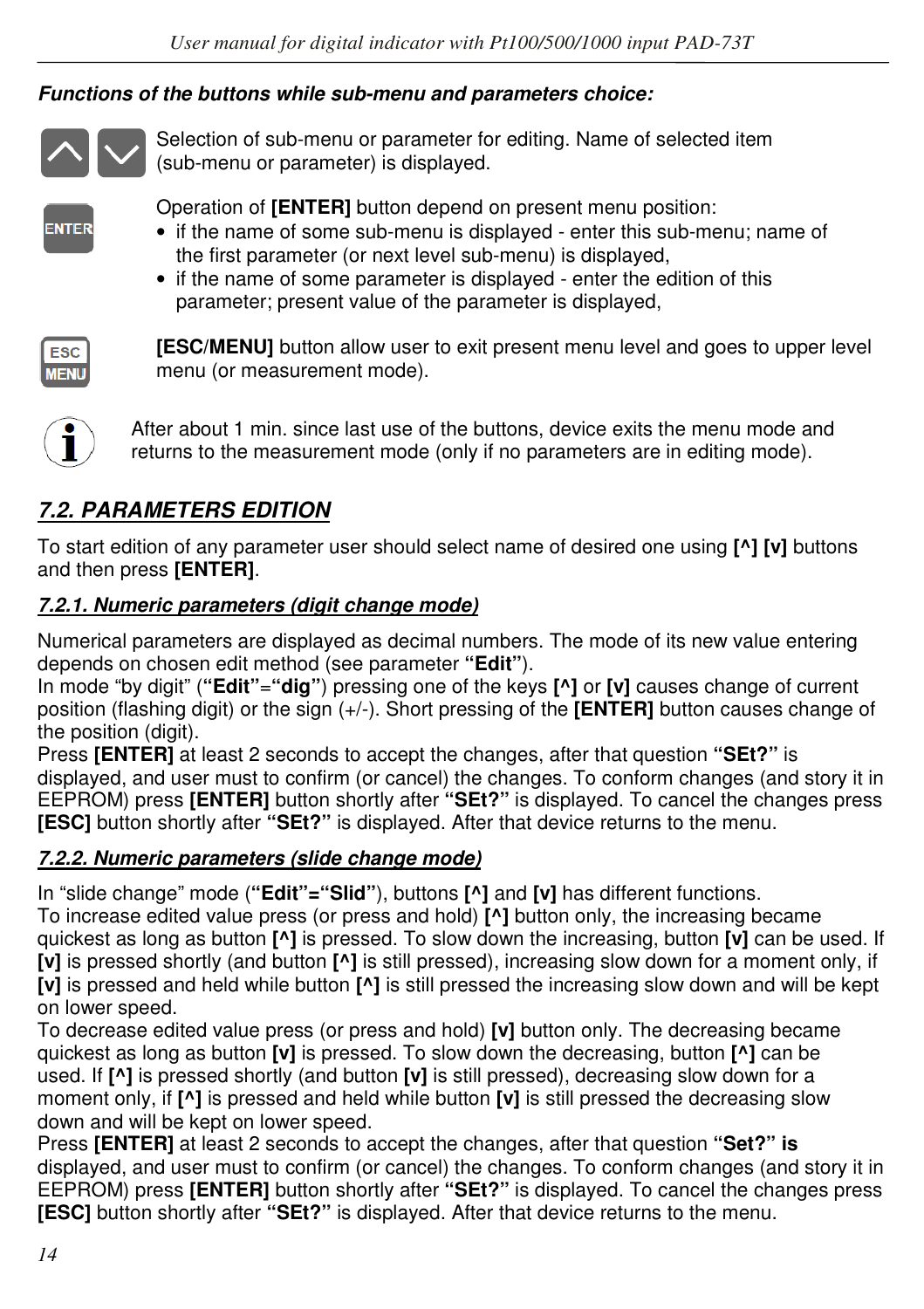***Functions of the buttons while sub-menu and parameters choice:***

Selection of sub-menu or parameter for editing. Name of selected item (sub-menu or parameter) is displayed.

Operation of **[ENTER]** button depend on present menu position:

- if the name of some sub-menu is displayed - enter this sub-menu; name of the first parameter (or next level sub-menu) is displayed,
- if the name of some parameter is displayed - enter the edition of this parameter; present value of the parameter is displayed,

**[ESC/MENU]** button allow user to exit present menu level and goes to upper level menu (or measurement mode).

After about 1 min. since last use of the buttons, device exits the menu mode and returns to the measurement mode (only if no parameters are in editing mode).

## *7.2. PARAMETERS EDITION*

To start edition of any parameter user should select name of desired one using **[^] [v]** buttons and then press **[ENTER]**.

### *7.2.1. Numeric parameters (digit change mode)*

Numerical parameters are displayed as decimal numbers. The mode of its new value entering depends on chosen edit method (see parameter **"Edit"**).
In mode "by digit" (**"Edit"**=**"dig"**) pressing one of the keys **[^]** or **[v]** causes change of current position (flashing digit) or the sign (+/-). Short pressing of the **[ENTER]** button causes change of the position (digit).
Press **[ENTER]** at least 2 seconds to accept the changes, after that question **"SEt?"** is displayed, and user must to confirm (or cancel) the changes. To conform changes (and story it in EEPROM) press **[ENTER]** button shortly after **"SEt?"** is displayed. To cancel the changes press **[ESC]** button shortly after **"SEt?"** is displayed. After that device returns to the menu.

### *7.2.2. Numeric parameters (slide change mode)*

In "slide change" mode (**"Edit"="Slid"**), buttons **[^]** and **[v]** has different functions.
To increase edited value press (or press and hold) **[^]** button only, the increasing became quickest as long as button **[^]** is pressed. To slow down the increasing, button **[v]** can be used. If **[v]** is pressed shortly (and button **[^]** is still pressed), increasing slow down for a moment only, if **[v]** is pressed and held while button **[^]** is still pressed the increasing slow down and will be kept on lower speed.
To decrease edited value press (or press and hold) **[v]** button only. The decreasing became quickest as long as button **[v]** is pressed. To slow down the decreasing, button **[^]** can be used. If **[^]** is pressed shortly (and button **[v]** is still pressed), decreasing slow down for a moment only, if **[^]** is pressed and held while button **[v]** is still pressed the decreasing slow down and will be kept on lower speed.
Press **[ENTER]** at least 2 seconds to accept the changes, after that question **"Set?" is** displayed, and user must to confirm (or cancel) the changes. To conform changes (and story it in EEPROM) press **[ENTER]** button shortly after **"SEt?"** is displayed. To cancel the changes press **[ESC]** button shortly after **"SEt?"** is displayed. After that device returns to the menu.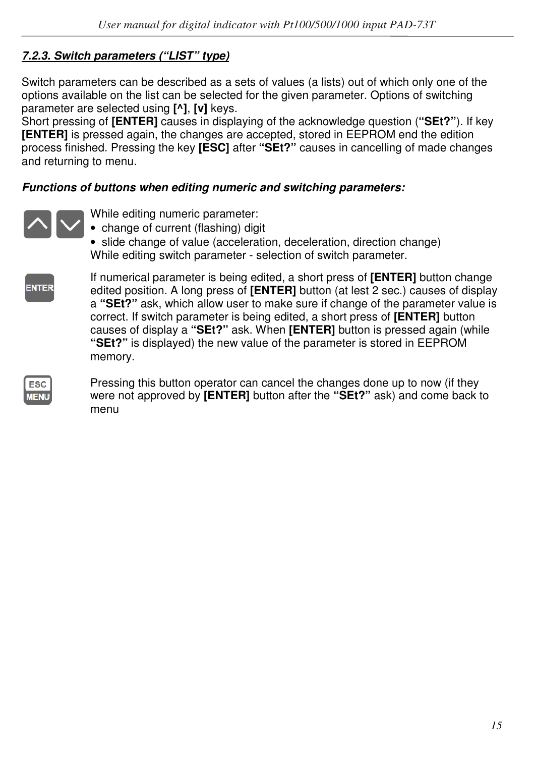### *7.2.3. Switch parameters ("LIST" type)*

Switch parameters can be described as a sets of values (a lists) out of which only one of the options available on the list can be selected for the given parameter. Options of switching parameter are selected using **[^]**, **[v]** keys.
Short pressing of **[ENTER]** causes in displaying of the acknowledge question (**"SEt?"**). If key **[ENTER]** is pressed again, the changes are accepted, stored in EEPROM end the edition process finished. Pressing the key **[ESC]** after **"SEt?"** causes in cancelling of made changes and returning to menu.

***Functions of buttons when editing numeric and switching parameters:***

While editing numeric parameter:
- change of current (flashing) digit
- slide change of value (acceleration, deceleration, direction change)

While editing switch parameter - selection of switch parameter.

If numerical parameter is being edited, a short press of **[ENTER]** button change edited position. A long press of **[ENTER]** button (at lest 2 sec.) causes of display a **"SEt?"** ask, which allow user to make sure if change of the parameter value is correct. If switch parameter is being edited, a short press of **[ENTER]** button causes of display a **"SEt?"** ask. When **[ENTER]** button is pressed again (while **"SEt?"** is displayed) the new value of the parameter is stored in EEPROM memory.

Pressing this button operator can cancel the changes done up to now (if they were not approved by **[ENTER]** button after the **"SEt?"** ask) and come back to menu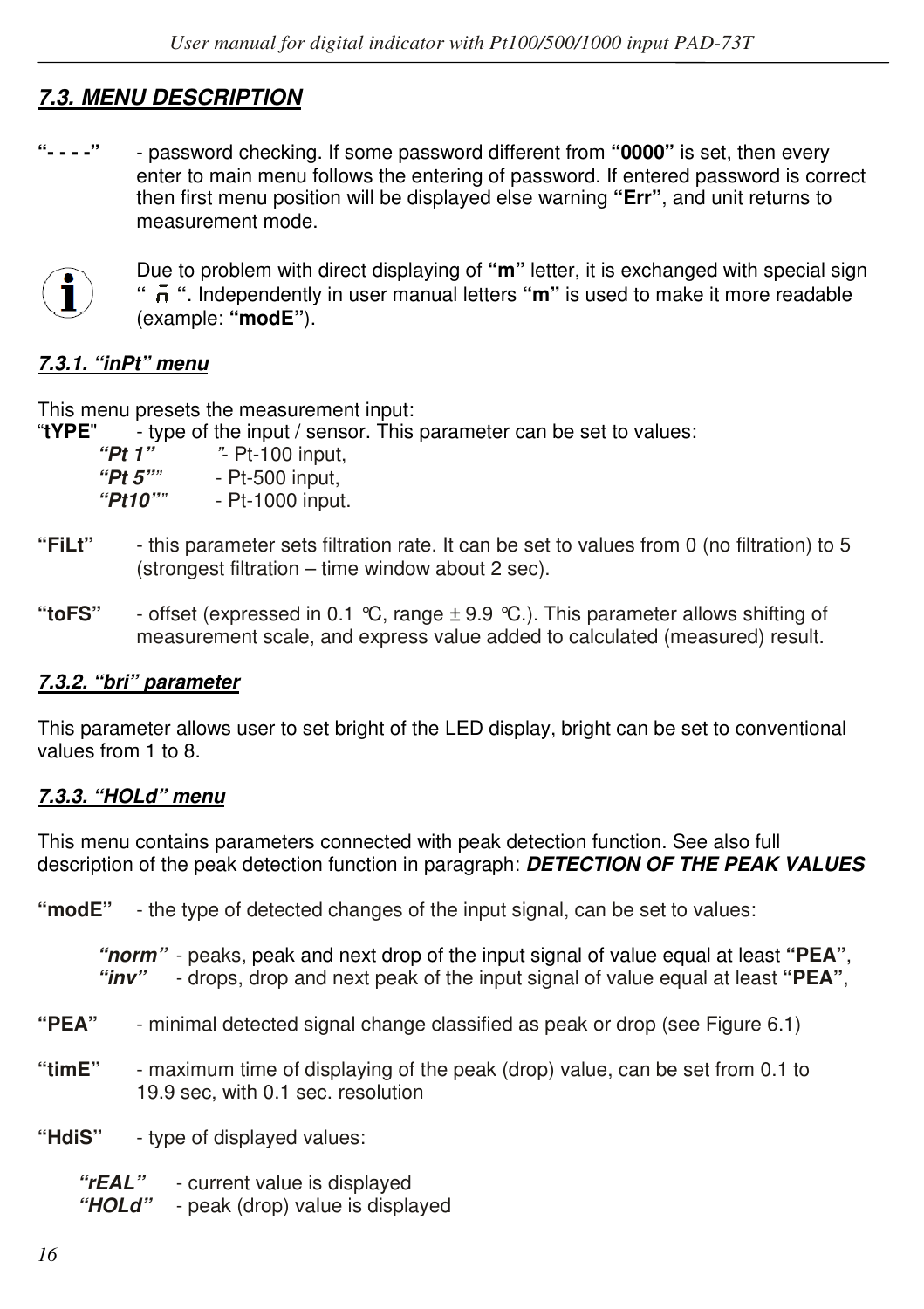## *7.3. MENU DESCRIPTION*

**"- - - -"** - password checking. If some password different from **"0000"** is set, then every enter to main menu follows the entering of password. If entered password is correct then first menu position will be displayed else warning **"Err"**, and unit returns to measurement mode.

Due to problem with direct displaying of **"m"** letter, it is exchanged with special sign **" n̄ "**. Independently in user manual letters **"m"** is used to make it more readable (example: **"modE"**).

### *7.3.1. "inPt" menu*

This menu presets the measurement input:

"**tYPE**" - type of the input / sensor. This parameter can be set to values:

- ***"Pt 1"*** "- Pt-100 input,
- ***"Pt 5""*** - Pt-500 input,
- ***"Pt10""*** - Pt-1000 input.

**"FiLt"** - this parameter sets filtration rate. It can be set to values from 0 (no filtration) to 5 (strongest filtration – time window about 2 sec).

**"toFS"** - offset (expressed in 0.1 °C, range ± 9.9 °C.). This parameter allows shifting of measurement scale, and express value added to calculated (measured) result.

### *7.3.2. "bri" parameter*

This parameter allows user to set bright of the LED display, bright can be set to conventional values from 1 to 8.

### *7.3.3. "HOLd" menu*

This menu contains parameters connected with peak detection function. See also full description of the peak detection function in paragraph: ***DETECTION OF THE PEAK VALUES***

**"modE"** - the type of detected changes of the input signal, can be set to values:

- ***"norm"*** - peaks, peak and next drop of the input signal of value equal at least **"PEA"**,
- ***"inv"*** - drops, drop and next peak of the input signal of value equal at least **"PEA"**,

**"PEA"** - minimal detected signal change classified as peak or drop (see Figure 6.1)

**"timE"** - maximum time of displaying of the peak (drop) value, can be set from 0.1 to 19.9 sec, with 0.1 sec. resolution

**"HdiS"** - type of displayed values:

- ***"rEAL"*** - current value is displayed
- ***"HOLd"*** - peak (drop) value is displayed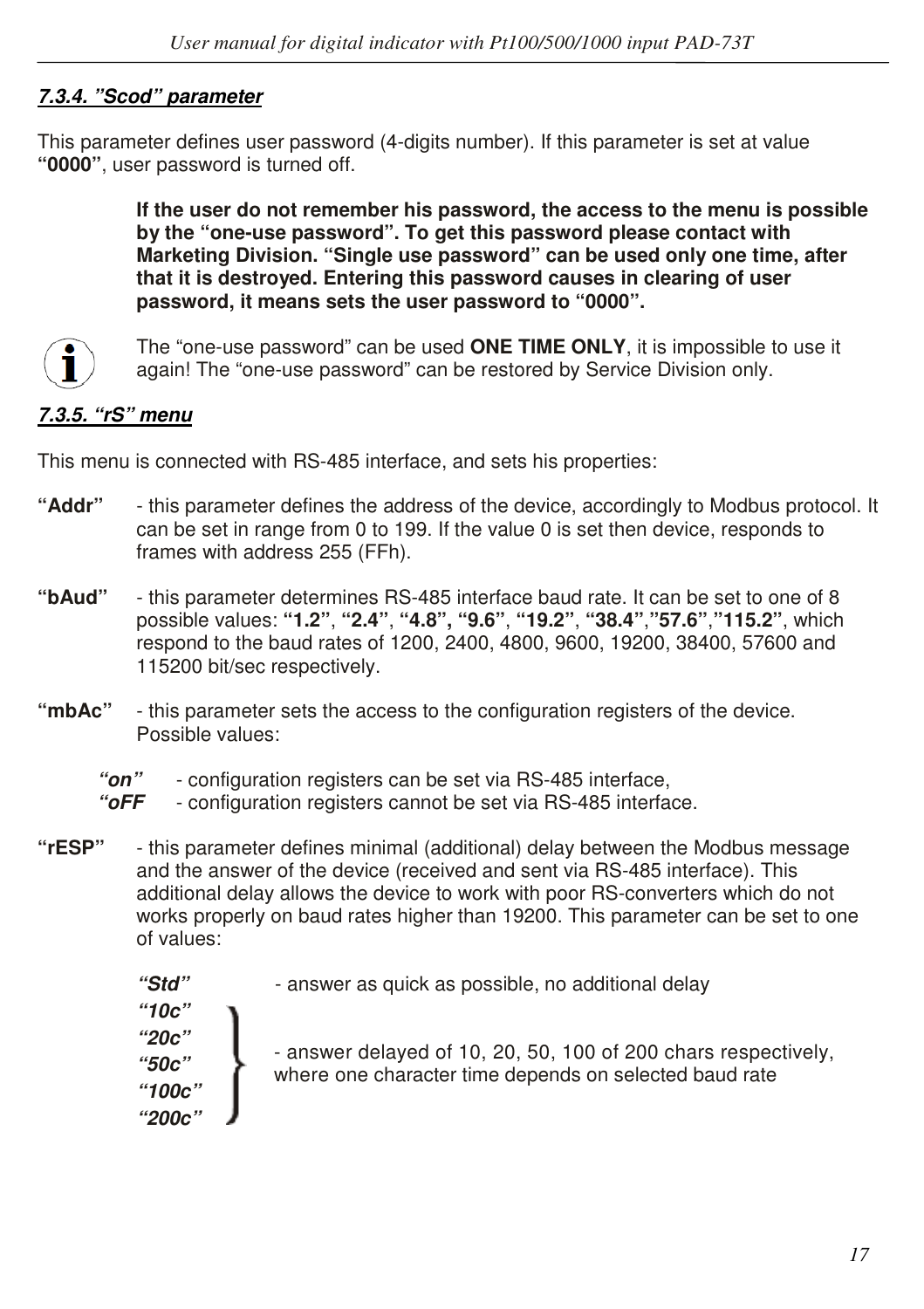#### *7.3.4. "Scod" parameter*

This parameter defines user password (4-digits number). If this parameter is set at value **"0000"**, user password is turned off.

**If the user do not remember his password, the access to the menu is possible by the "one-use password". To get this password please contact with Marketing Division. "Single use password" can be used only one time, after that it is destroyed. Entering this password causes in clearing of user password, it means sets the user password to "0000".**

The "one-use password" can be used **ONE TIME ONLY**, it is impossible to use it again! The "one-use password" can be restored by Service Division only.

#### *7.3.5. "rS" menu*

This menu is connected with RS-485 interface, and sets his properties:

**"Addr"** - this parameter defines the address of the device, accordingly to Modbus protocol. It can be set in range from 0 to 199. If the value 0 is set then device, responds to frames with address 255 (FFh).

**"bAud"** - this parameter determines RS-485 interface baud rate. It can be set to one of 8 possible values: **"1.2"**, **"2.4"**, **"4.8", "9.6"**, **"19.2"**, **"38.4"**,**"57.6"**,**"115.2"**, which respond to the baud rates of 1200, 2400, 4800, 9600, 19200, 38400, 57600 and 115200 bit/sec respectively.

**"mbAc"** - this parameter sets the access to the configuration registers of the device. Possible values:

- ***"on"*** - configuration registers can be set via RS-485 interface,
- ***"oFF*** - configuration registers cannot be set via RS-485 interface.

**"rESP"** - this parameter defines minimal (additional) delay between the Modbus message and the answer of the device (received and sent via RS-485 interface). This additional delay allows the device to work with poor RS-converters which do not works properly on baud rates higher than 19200. This parameter can be set to one of values:

- ***"Std"*** - answer as quick as possible, no additional delay
- ***"10c"***, ***"20c"***, ***"50c"***, ***"100c"***, ***"200c"*** - answer delayed of 10, 20, 50, 100 of 200 chars respectively, where one character time depends on selected baud rate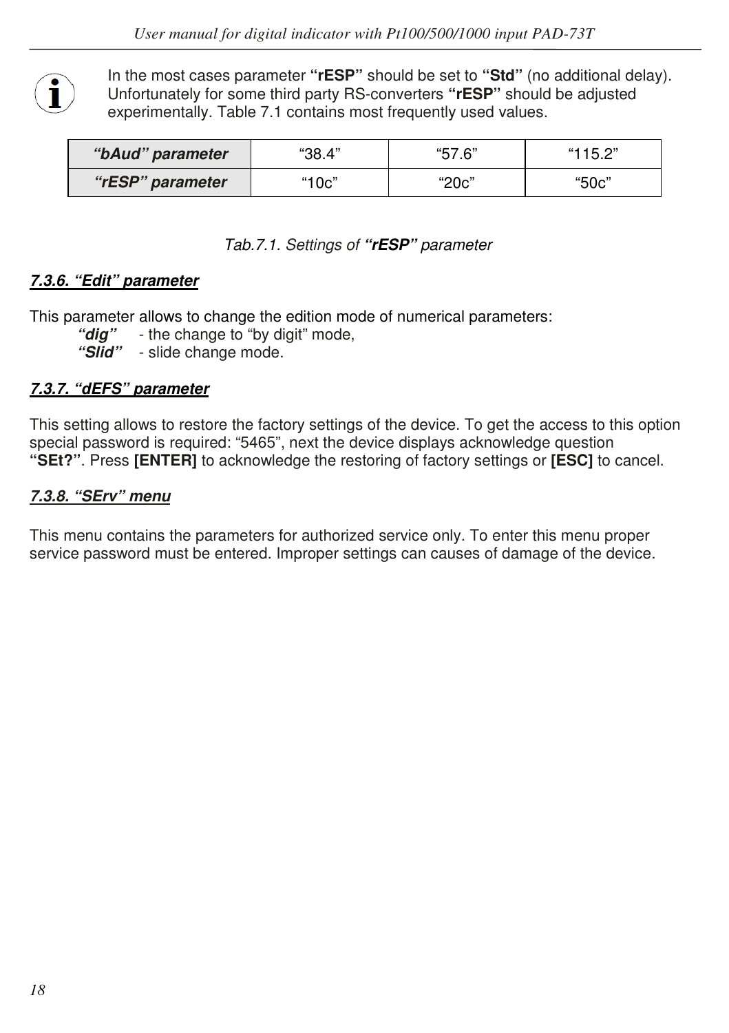In the most cases parameter **“rESP”** should be set to **“Std”** (no additional delay). Unfortunately for some third party RS-converters **“rESP”** should be adjusted experimentally. Table 7.1 contains most frequently used values.

| ***“bAud” parameter*** | “38.4” | “57.6” | “115.2” |
|---|---|---|---|
| ***“rESP” parameter*** | “10c” | “20c” | “50c” |

*Tab.7.1. Settings of **“rESP”** parameter*

### *7.3.6. “Edit” parameter*

This parameter allows to change the edition mode of numerical parameters:

***“dig”*** - the change to “by digit” mode,
***“Slid”*** - slide change mode.

### *7.3.7. “dEFS” parameter*

This setting allows to restore the factory settings of the device. To get the access to this option special password is required: “5465”, next the device displays acknowledge question **“SEt?”**. Press **[ENTER]** to acknowledge the restoring of factory settings or **[ESC]** to cancel.

### *7.3.8. “SErv” menu*

This menu contains the parameters for authorized service only. To enter this menu proper service password must be entered. Improper settings can causes of damage of the device.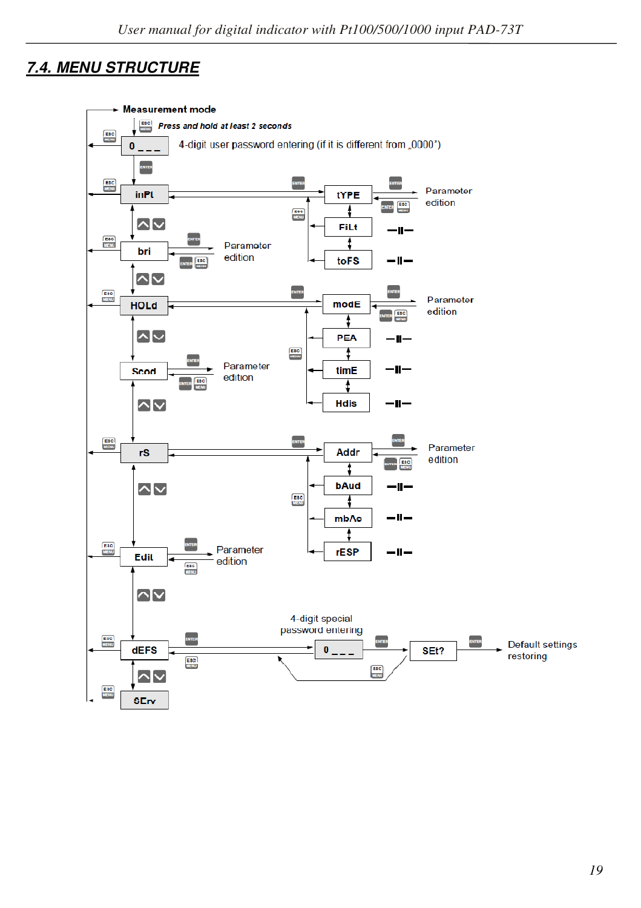## 7.4. MENU STRUCTURE

Measurement mode

*Press and hold at least 2 seconds*

0 _ _ _ — 4-digit user password entering (if it is different from „0000")

inPt → tYPE → Parameter edition
- FiLt
- toFS

bri → Parameter edition

HOLd → modE → Parameter edition
- PEA
- timE
- Hdis

Scod → Parameter edition

rS → Addr → Parameter edition
- bAud
- mbAc
- rESP

Edit → Parameter edition

dEFS → 0 _ _ _ (4-digit special password entering) → SEt? → Default settings restoring

SErv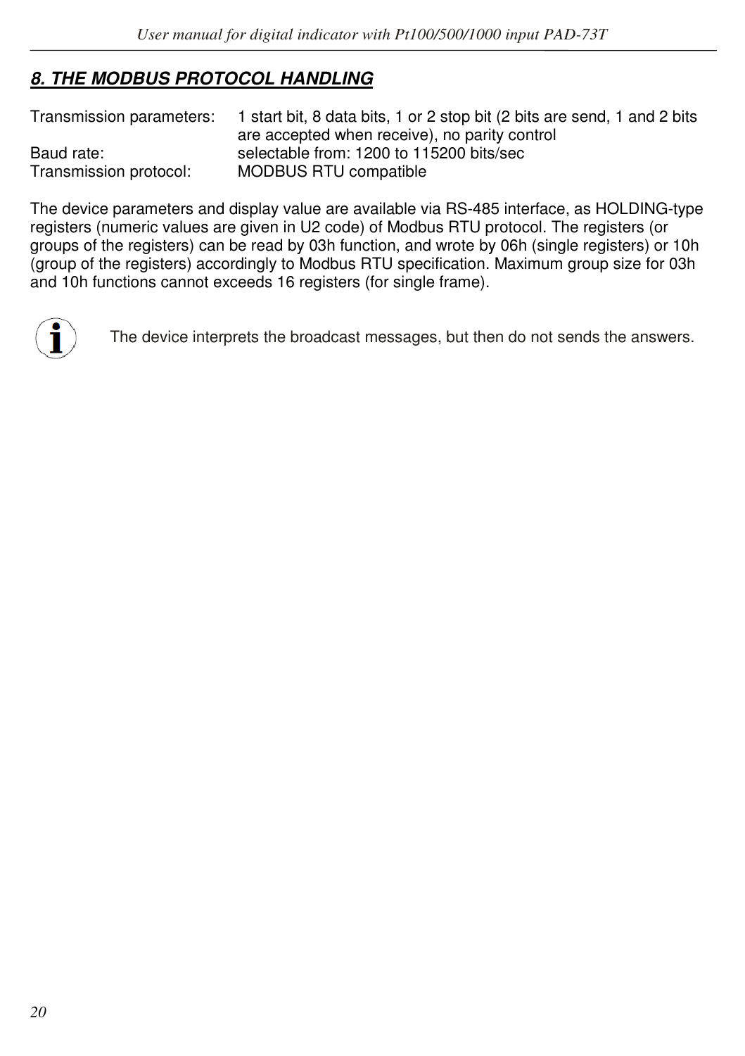## *8. THE MODBUS PROTOCOL HANDLING*

| | |
|---|---|
| Transmission parameters: | 1 start bit, 8 data bits, 1 or 2 stop bit (2 bits are send, 1 and 2 bits are accepted when receive), no parity control |
| Baud rate: | selectable from: 1200 to 115200 bits/sec |
| Transmission protocol: | MODBUS RTU compatible |

The device parameters and display value are available via RS-485 interface, as HOLDING-type registers (numeric values are given in U2 code) of Modbus RTU protocol. The registers (or groups of the registers) can be read by 03h function, and wrote by 06h (single registers) or 10h (group of the registers) accordingly to Modbus RTU specification. Maximum group size for 03h and 10h functions cannot exceeds 16 registers (for single frame).

The device interprets the broadcast messages, but then do not sends the answers.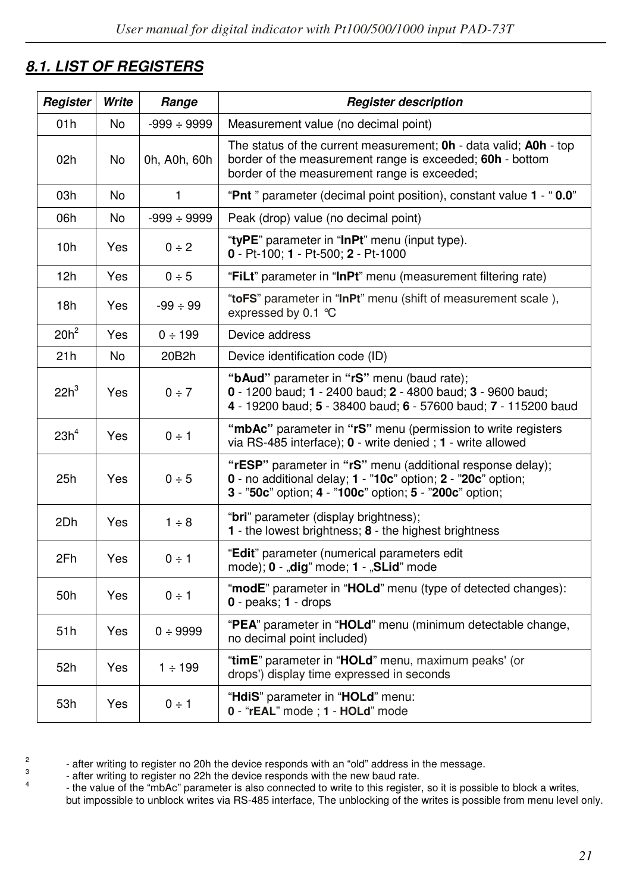## 8.1. LIST OF REGISTERS

| Register | Write | Range | Register description |
|---|---|---|---|
| 01h | No | -999 ÷ 9999 | Measurement value (no decimal point) |
| 02h | No | 0h, A0h, 60h | The status of the current measurement; **0h** - data valid; **A0h** - top border of the measurement range is exceeded; **60h** - bottom border of the measurement range is exceeded; |
| 03h | No | 1 | "**Pnt** " parameter (decimal point position), constant value **1** - " **0.0**" |
| 06h | No | -999 ÷ 9999 | Peak (drop) value (no decimal point) |
| 10h | Yes | 0 ÷ 2 | "**tyPE**" parameter in "**InPt**" menu (input type). **0** - Pt-100; **1** - Pt-500; **2** - Pt-1000 |
| 12h | Yes | 0 ÷ 5 | "**FiLt**" parameter in "**InPt**" menu (measurement filtering rate) |
| 18h | Yes | -99 ÷ 99 | "**toFS**" parameter in "**InPt**" menu (shift of measurement scale ), expressed by 0.1 °C |
| 20h[2] | Yes | 0 ÷ 199 | Device address |
| 21h | No | 20B2h | Device identification code (ID) |
| 22h[3] | Yes | 0 ÷ 7 | **"bAud"** parameter in **"rS"** menu (baud rate); **0** - 1200 baud; **1** - 2400 baud; **2** - 4800 baud; **3** - 9600 baud; **4** - 19200 baud; **5** - 38400 baud; **6** - 57600 baud; **7** - 115200 baud |
| 23h[4] | Yes | 0 ÷ 1 | **"mbAc"** parameter in **"rS"** menu (permission to write registers via RS-485 interface); **0** - write denied ; **1** - write allowed |
| 25h | Yes | 0 ÷ 5 | **"rESP"** parameter in **"rS"** menu (additional response delay); **0** - no additional delay; **1** - "**10c**" option; **2** - "**20c**" option; **3** - "**50c**" option; **4** - "**100c**" option; **5** - "**200c**" option; |
| 2Dh | Yes | 1 ÷ 8 | "**bri**" parameter (display brightness); **1** - the lowest brightness; **8** - the highest brightness |
| 2Fh | Yes | 0 ÷ 1 | "**Edit**" parameter (numerical parameters edit mode); **0** - „**dig**" mode; **1** - „**SLid**" mode |
| 50h | Yes | 0 ÷ 1 | "**modE**" parameter in "**HOLd**" menu (type of detected changes): **0** - peaks; **1** - drops |
| 51h | Yes | 0 ÷ 9999 | "**PEA**" parameter in "**HOLd**" menu (minimum detectable change, no decimal point included) |
| 52h | Yes | 1 ÷ 199 | "**timE**" parameter in "**HOLd**" menu, maximum peaks' (or drops') display time expressed in seconds |
| 53h | Yes | 0 ÷ 1 | "**HdiS**" parameter in "**HOLd**" menu: **0** - "**rEAL**" mode ; **1** - **HOLd**" mode |

[2] - after writing to register no 20h the device responds with an "old" address in the message.
[3] - after writing to register no 22h the device responds with the new baud rate.
[4] - the value of the "mbAc" parameter is also connected to write to this register, so it is possible to block a writes, but impossible to unblock writes via RS-485 interface, The unblocking of the writes is possible from menu level only.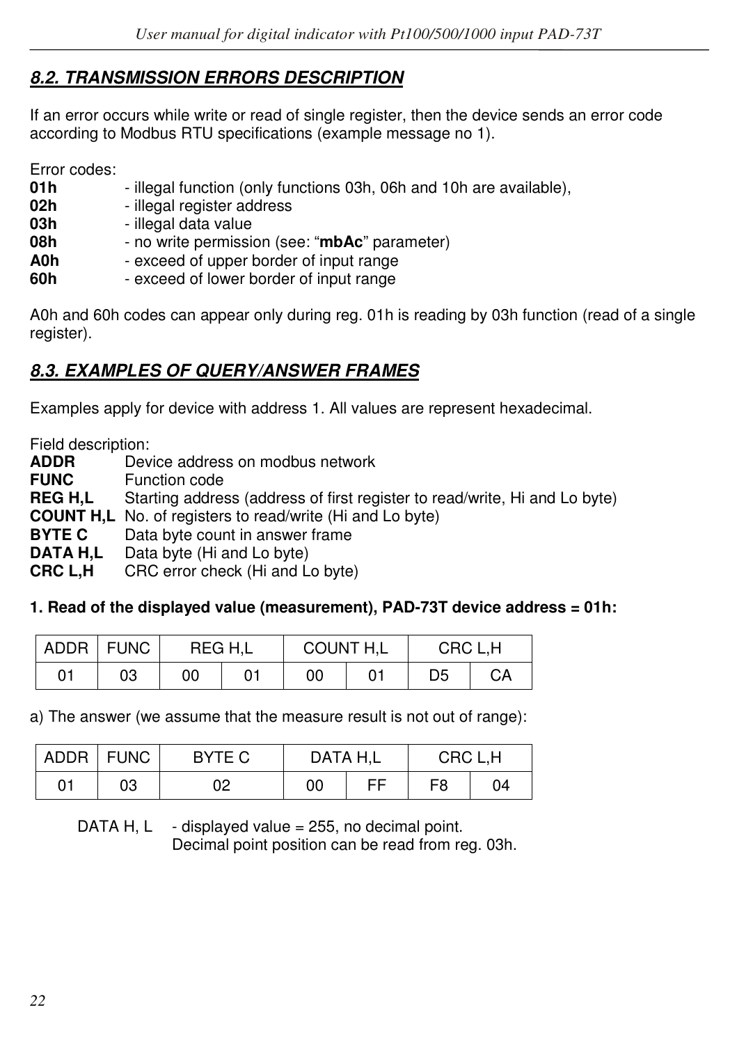## 8.2. TRANSMISSION ERRORS DESCRIPTION

If an error occurs while write or read of single register, then the device sends an error code according to Modbus RTU specifications (example message no 1).

Error codes:

**01h** - illegal function (only functions 03h, 06h and 10h are available),
**02h** - illegal register address
**03h** - illegal data value
**08h** - no write permission (see: "**mbAc**" parameter)
**A0h** - exceed of upper border of input range
**60h** - exceed of lower border of input range

A0h and 60h codes can appear only during reg. 01h is reading by 03h function (read of a single register).

## 8.3. EXAMPLES OF QUERY/ANSWER FRAMES

Examples apply for device with address 1. All values are represent hexadecimal.

Field description:

**ADDR** Device address on modbus network
**FUNC** Function code
**REG H,L** Starting address (address of first register to read/write, Hi and Lo byte)
**COUNT H,L** No. of registers to read/write (Hi and Lo byte)
**BYTE C** Data byte count in answer frame
**DATA H,L** Data byte (Hi and Lo byte)
**CRC L,H** CRC error check (Hi and Lo byte)

**1. Read of the displayed value (measurement), PAD-73T device address = 01h:**

| ADDR | FUNC | REG H,L | | COUNT H,L | | CRC L,H | |
|---|---|---|---|---|---|---|---|
| 01 | 03 | 00 | 01 | 00 | 01 | D5 | CA |

a) The answer (we assume that the measure result is not out of range):

| ADDR | FUNC | BYTE C | DATA H,L | | CRC L,H | |
|---|---|---|---|---|---|---|
| 01 | 03 | 02 | 00 | FF | F8 | 04 |

DATA H, L - displayed value = 255, no decimal point.
Decimal point position can be read from reg. 03h.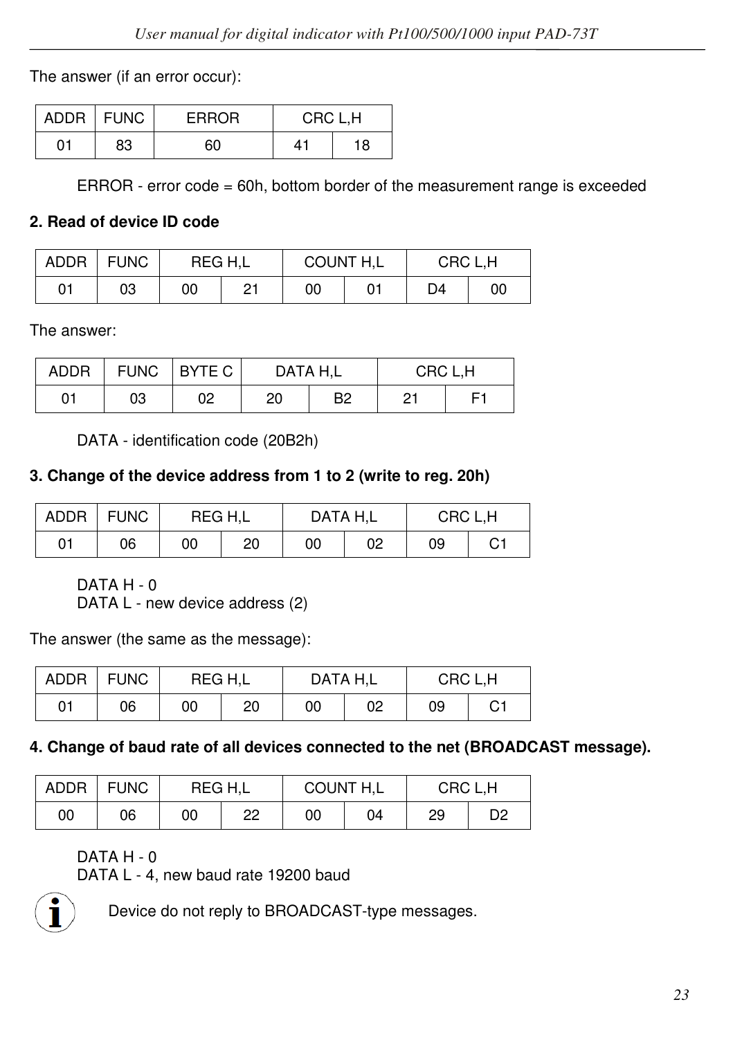The answer (if an error occur):

| ADDR | FUNC | ERROR | CRC L,H | |
|---|---|---|---|---|
| 01 | 83 | 60 | 41 | 18 |

ERROR - error code = 60h, bottom border of the measurement range is exceeded

**2. Read of device ID code**

| ADDR | FUNC | REG H,L | | COUNT H,L | | CRC L,H | |
|---|---|---|---|---|---|---|---|
| 01 | 03 | 00 | 21 | 00 | 01 | D4 | 00 |

The answer:

| ADDR | FUNC | BYTE C | DATA H,L | | CRC L,H | |
|---|---|---|---|---|---|---|
| 01 | 03 | 02 | 20 | B2 | 21 | F1 |

DATA - identification code (20B2h)

**3. Change of the device address from 1 to 2 (write to reg. 20h)**

| ADDR | FUNC | REG H,L | | DATA H,L | | CRC L,H | |
|---|---|---|---|---|---|---|---|
| 01 | 06 | 00 | 20 | 00 | 02 | 09 | C1 |

DATA H - 0
DATA L - new device address (2)

The answer (the same as the message):

| ADDR | FUNC | REG H,L | | DATA H,L | | CRC L,H | |
|---|---|---|---|---|---|---|---|
| 01 | 06 | 00 | 20 | 00 | 02 | 09 | C1 |

**4. Change of baud rate of all devices connected to the net (BROADCAST message).**

| ADDR | FUNC | REG H,L | | COUNT H,L | | CRC L,H | |
|---|---|---|---|---|---|---|---|
| 00 | 06 | 00 | 22 | 00 | 04 | 29 | D2 |

DATA H - 0
DATA L - 4, new baud rate 19200 baud

Device do not reply to BROADCAST-type messages.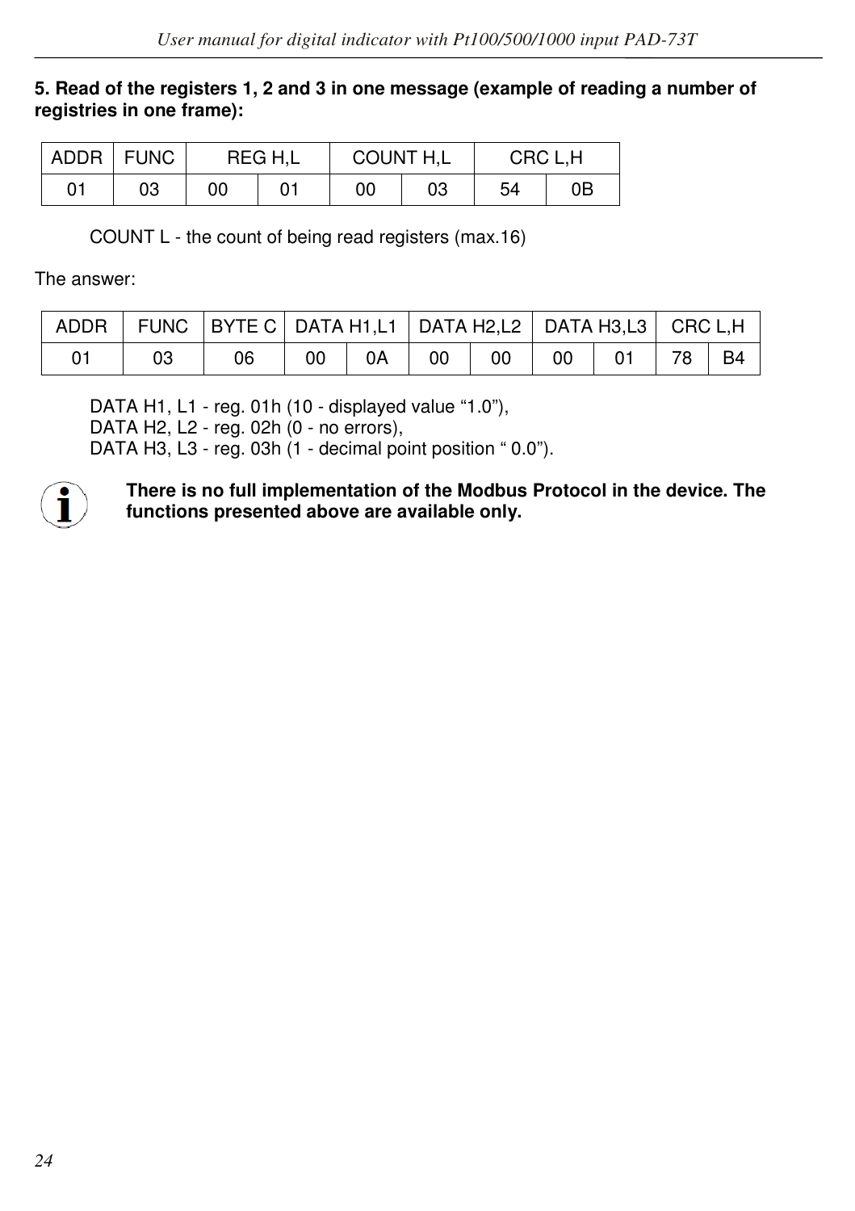**5. Read of the registers 1, 2 and 3 in one message (example of reading a number of registries in one frame):**

| ADDR | FUNC | REG H,L | | COUNT H,L | | CRC L,H | |
|---|---|---|---|---|---|---|---|
| 01 | 03 | 00 | 01 | 00 | 03 | 54 | 0B |

COUNT L - the count of being read registers (max.16)

The answer:

| ADDR | FUNC | BYTE C | DATA H1,L1 | | DATA H2,L2 | | DATA H3,L3 | | CRC L,H | |
|---|---|---|---|---|---|---|---|---|---|---|
| 01 | 03 | 06 | 00 | 0A | 00 | 00 | 00 | 01 | 78 | B4 |

DATA H1, L1 - reg. 01h (10 - displayed value “1.0”),
DATA H2, L2 - reg. 02h (0 - no errors),
DATA H3, L3 - reg. 03h (1 - decimal point position “ 0.0”).

**There is no full implementation of the Modbus Protocol in the device. The functions presented above are available only.**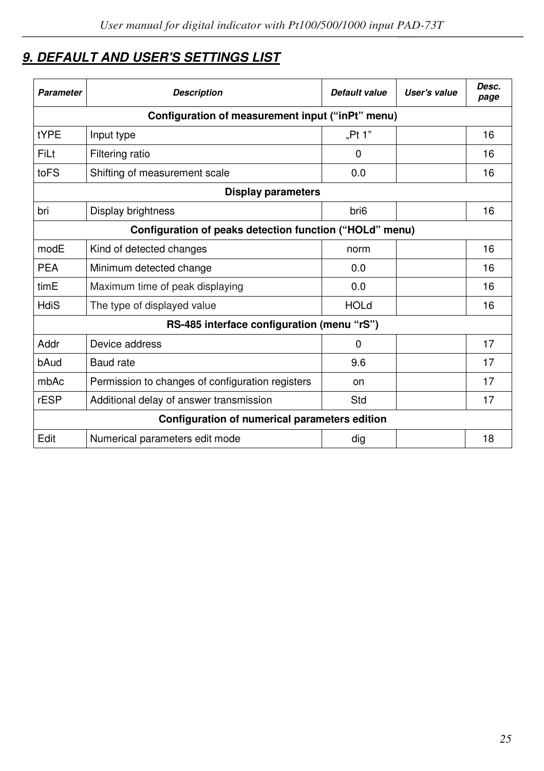## 9. DEFAULT AND USER'S SETTINGS LIST

| Parameter | Description | Default value | User's value | Desc. page |
|---|---|---|---|---|
| **Configuration of measurement input ("inPt" menu)** | | | | |
| tYPE | Input type | „Pt 1" | | 16 |
| FiLt | Filtering ratio | 0 | | 16 |
| toFS | Shifting of measurement scale | 0.0 | | 16 |
| **Display parameters** | | | | |
| bri | Display brightness | bri6 | | 16 |
| **Configuration of peaks detection function ("HOLd" menu)** | | | | |
| modE | Kind of detected changes | norm | | 16 |
| PEA | Minimum detected change | 0.0 | | 16 |
| timE | Maximum time of peak displaying | 0.0 | | 16 |
| HdiS | The type of displayed value | HOLd | | 16 |
| **RS-485 interface configuration (menu "rS")** | | | | |
| Addr | Device address | 0 | | 17 |
| bAud | Baud rate | 9.6 | | 17 |
| mbAc | Permission to changes of configuration registers | on | | 17 |
| rESP | Additional delay of answer transmission | Std | | 17 |
| **Configuration of numerical parameters edition** | | | | |
| Edit | Numerical parameters edit mode | dig | | 18 |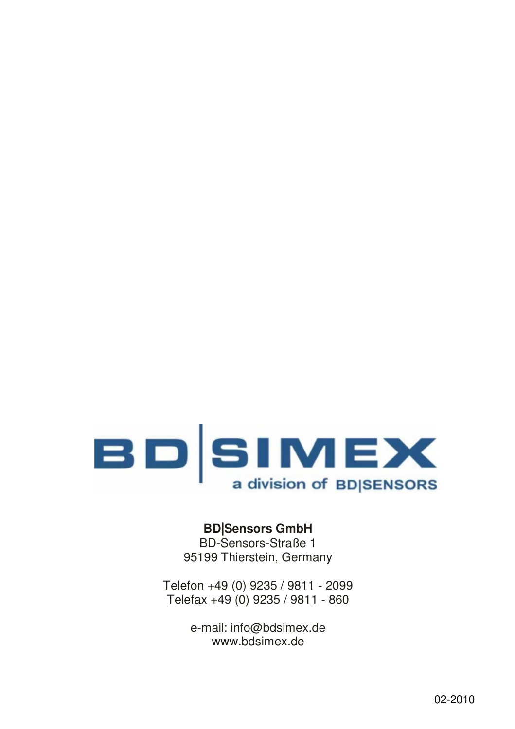BD|SIMEX

a division of BD|SENSORS

**BD|Sensors GmbH**
BD-Sensors-Straße 1
95199 Thierstein, Germany

Telefon +49 (0) 9235 / 9811 - 2099
Telefax +49 (0) 9235 / 9811 - 860

e-mail: info@bdsimex.de
www.bdsimex.de

02-2010